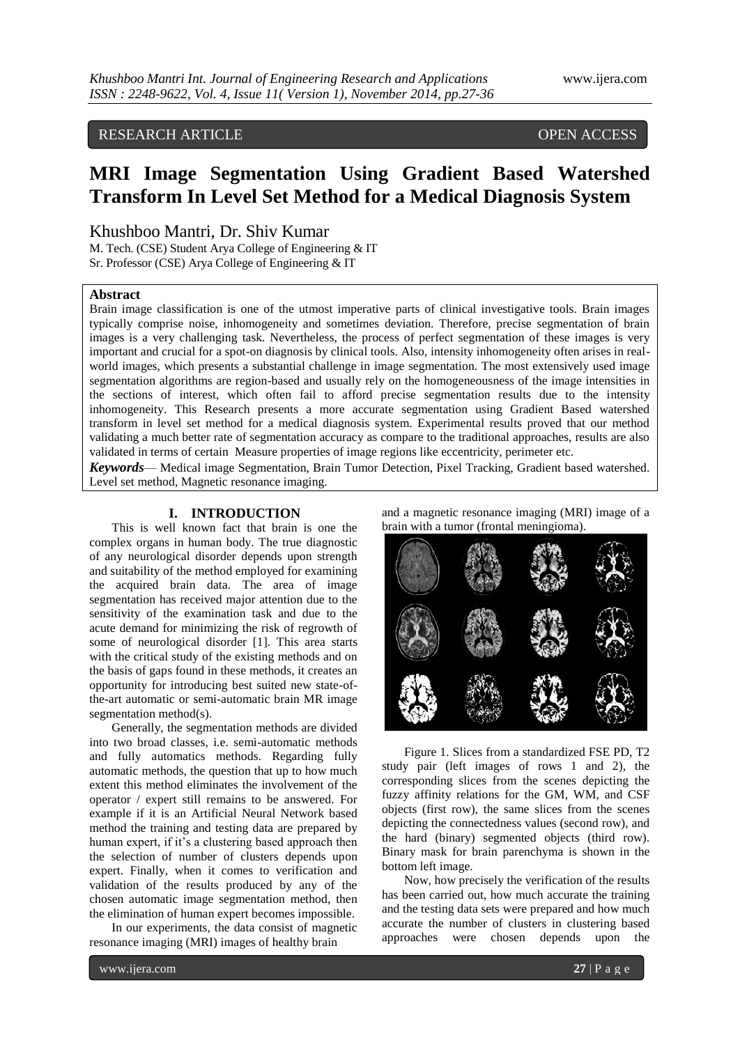RESEARCH ARTICLE OPEN ACCESS

# MRI Image Segmentation Using Gradient Based Watershed Transform In Level Set Method for a Medical Diagnosis System

Khushboo Mantri, Dr. Shiv Kumar

M. Tech. (CSE) Student Arya College of Engineering & IT
Sr. Professor (CSE) Arya College of Engineering & IT

## Abstract

Brain image classification is one of the utmost imperative parts of clinical investigative tools. Brain images typically comprise noise, inhomogeneity and sometimes deviation. Therefore, precise segmentation of brain images is a very challenging task. Nevertheless, the process of perfect segmentation of these images is very important and crucial for a spot-on diagnosis by clinical tools. Also, intensity inhomogeneity often arises in real-world images, which presents a substantial challenge in image segmentation. The most extensively used image segmentation algorithms are region-based and usually rely on the homogeneousness of the image intensities in the sections of interest, which often fail to afford precise segmentation results due to the intensity inhomogeneity. This Research presents a more accurate segmentation using Gradient Based watershed transform in level set method for a medical diagnosis system. Experimental results proved that our method validating a much better rate of segmentation accuracy as compare to the traditional approaches, results are also validated in terms of certain Measure properties of image regions like eccentricity, perimeter etc.

***Keywords*** — Medical image Segmentation, Brain Tumor Detection, Pixel Tracking, Gradient based watershed. Level set method, Magnetic resonance imaging.

## I. INTRODUCTION

This is well known fact that brain is one the complex organs in human body. The true diagnostic of any neurological disorder depends upon strength and suitability of the method employed for examining the acquired brain data. The area of image segmentation has received major attention due to the sensitivity of the examination task and due to the acute demand for minimizing the risk of regrowth of some of neurological disorder [1]. This area starts with the critical study of the existing methods and on the basis of gaps found in these methods, it creates an opportunity for introducing best suited new state-of-the-art automatic or semi-automatic brain MR image segmentation method(s).

Generally, the segmentation methods are divided into two broad classes, i.e. semi-automatic methods and fully automatics methods. Regarding fully automatic methods, the question that up to how much extent this method eliminates the involvement of the operator / expert still remains to be answered. For example if it is an Artificial Neural Network based method the training and testing data are prepared by human expert, if it's a clustering based approach then the selection of number of clusters depends upon expert. Finally, when it comes to verification and validation of the results produced by any of the chosen automatic image segmentation method, then the elimination of human expert becomes impossible.

In our experiments, the data consist of magnetic resonance imaging (MRI) images of healthy brain and a magnetic resonance imaging (MRI) image of a brain with a tumor (frontal meningioma).

Figure 1. Slices from a standardized FSE PD, T2 study pair (left images of rows 1 and 2), the corresponding slices from the scenes depicting the fuzzy affinity relations for the GM, WM, and CSF objects (first row), the same slices from the scenes depicting the connectedness values (second row), and the hard (binary) segmented objects (third row). Binary mask for brain parenchyma is shown in the bottom left image.

Now, how precisely the verification of the results has been carried out, how much accurate the training and the testing data sets were prepared and how much accurate the number of clusters in clustering based approaches were chosen depends upon the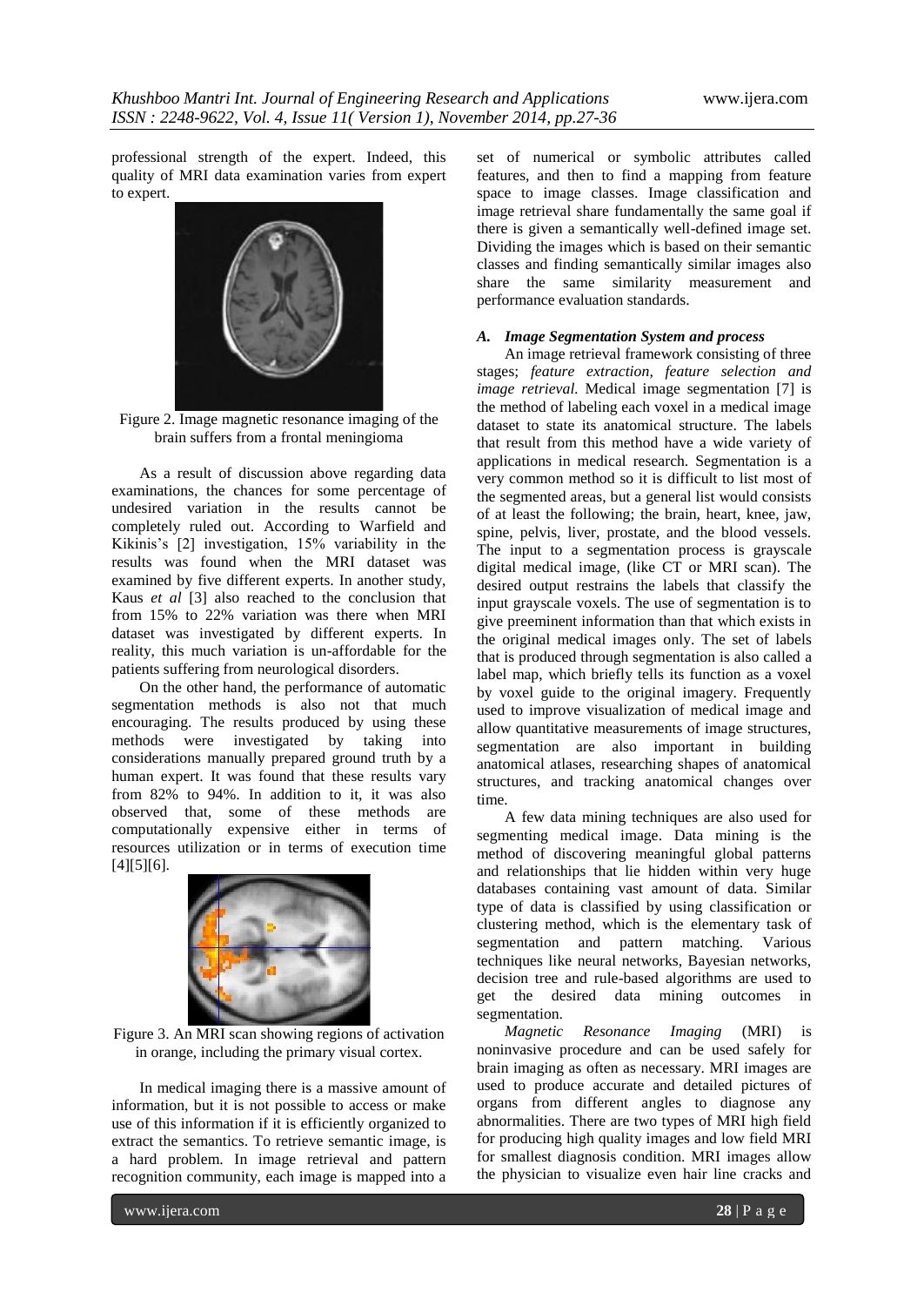professional strength of the expert. Indeed, this quality of MRI data examination varies from expert to expert.

Figure 2. Image magnetic resonance imaging of the brain suffers from a frontal meningioma

As a result of discussion above regarding data examinations, the chances for some percentage of undesired variation in the results cannot be completely ruled out. According to Warfield and Kikinis's [2] investigation, 15% variability in the results was found when the MRI dataset was examined by five different experts. In another study, Kaus *et al* [3] also reached to the conclusion that from 15% to 22% variation was there when MRI dataset was investigated by different experts. In reality, this much variation is un-affordable for the patients suffering from neurological disorders.

On the other hand, the performance of automatic segmentation methods is also not that much encouraging. The results produced by using these methods were investigated by taking into considerations manually prepared ground truth by a human expert. It was found that these results vary from 82% to 94%. In addition to it, it was also observed that, some of these methods are computationally expensive either in terms of resources utilization or in terms of execution time [4][5][6].

Figure 3. An MRI scan showing regions of activation in orange, including the primary visual cortex.

In medical imaging there is a massive amount of information, but it is not possible to access or make use of this information if it is efficiently organized to extract the semantics. To retrieve semantic image, is a hard problem. In image retrieval and pattern recognition community, each image is mapped into a set of numerical or symbolic attributes called features, and then to find a mapping from feature space to image classes. Image classification and image retrieval share fundamentally the same goal if there is given a semantically well-defined image set. Dividing the images which is based on their semantic classes and finding semantically similar images also share the same similarity measurement and performance evaluation standards.

### *A. Image Segmentation System and process*

An image retrieval framework consisting of three stages; *feature extraction, feature selection and image retrieval.* Medical image segmentation [7] is the method of labeling each voxel in a medical image dataset to state its anatomical structure. The labels that result from this method have a wide variety of applications in medical research. Segmentation is a very common method so it is difficult to list most of the segmented areas, but a general list would consists of at least the following; the brain, heart, knee, jaw, spine, pelvis, liver, prostate, and the blood vessels. The input to a segmentation process is grayscale digital medical image, (like CT or MRI scan). The desired output restrains the labels that classify the input grayscale voxels. The use of segmentation is to give preeminent information than that which exists in the original medical images only. The set of labels that is produced through segmentation is also called a label map, which briefly tells its function as a voxel by voxel guide to the original imagery. Frequently used to improve visualization of medical image and allow quantitative measurements of image structures, segmentation are also important in building anatomical atlases, researching shapes of anatomical structures, and tracking anatomical changes over time.

A few data mining techniques are also used for segmenting medical image. Data mining is the method of discovering meaningful global patterns and relationships that lie hidden within very huge databases containing vast amount of data. Similar type of data is classified by using classification or clustering method, which is the elementary task of segmentation and pattern matching. Various techniques like neural networks, Bayesian networks, decision tree and rule-based algorithms are used to get the desired data mining outcomes in segmentation.

*Magnetic Resonance Imaging* (MRI) is noninvasive procedure and can be used safely for brain imaging as often as necessary. MRI images are used to produce accurate and detailed pictures of organs from different angles to diagnose any abnormalities. There are two types of MRI high field for producing high quality images and low field MRI for smallest diagnosis condition. MRI images allow the physician to visualize even hair line cracks and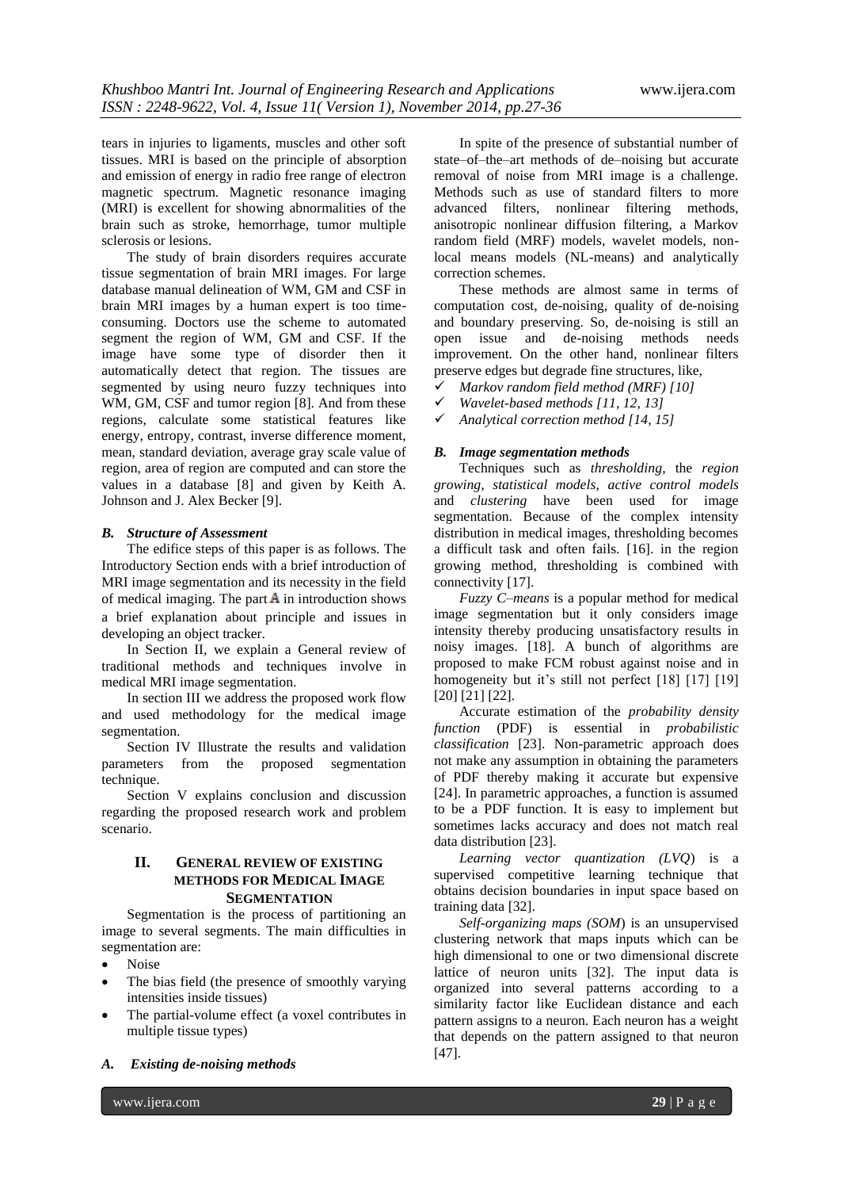tears in injuries to ligaments, muscles and other soft tissues. MRI is based on the principle of absorption and emission of energy in radio free range of electron magnetic spectrum. Magnetic resonance imaging (MRI) is excellent for showing abnormalities of the brain such as stroke, hemorrhage, tumor multiple sclerosis or lesions.

The study of brain disorders requires accurate tissue segmentation of brain MRI images. For large database manual delineation of WM, GM and CSF in brain MRI images by a human expert is too time-consuming. Doctors use the scheme to automated segment the region of WM, GM and CSF. If the image have some type of disorder then it automatically detect that region. The tissues are segmented by using neuro fuzzy techniques into WM, GM, CSF and tumor region [8]. And from these regions, calculate some statistical features like energy, entropy, contrast, inverse difference moment, mean, standard deviation, average gray scale value of region, area of region are computed and can store the values in a database [8] and given by Keith A. Johnson and J. Alex Becker [9].

### *B. Structure of Assessment*

The edifice steps of this paper is as follows. The Introductory Section ends with a brief introduction of MRI image segmentation and its necessity in the field of medical imaging. The part A in introduction shows a brief explanation about principle and issues in developing an object tracker.

In Section II, we explain a General review of traditional methods and techniques involve in medical MRI image segmentation.

In section III we address the proposed work flow and used methodology for the medical image segmentation.

Section IV Illustrate the results and validation parameters from the proposed segmentation technique.

Section V explains conclusion and discussion regarding the proposed research work and problem scenario.

## II. General review of existing methods for Medical Image Segmentation

Segmentation is the process of partitioning an image to several segments. The main difficulties in segmentation are:

- Noise
- The bias field (the presence of smoothly varying intensities inside tissues)
- The partial-volume effect (a voxel contributes in multiple tissue types)

### *A. Existing de-noising methods*

In spite of the presence of substantial number of state–of–the–art methods of de–noising but accurate removal of noise from MRI image is a challenge. Methods such as use of standard filters to more advanced filters, nonlinear filtering methods, anisotropic nonlinear diffusion filtering, a Markov random field (MRF) models, wavelet models, non-local means models (NL-means) and analytically correction schemes.

These methods are almost same in terms of computation cost, de-noising, quality of de-noising and boundary preserving. So, de-noising is still an open issue and de-noising methods needs improvement. On the other hand, nonlinear filters preserve edges but degrade fine structures, like,

- ✓ *Markov random field method (MRF) [10]*
- ✓ *Wavelet-based methods [11, 12, 13]*
- ✓ *Analytical correction method [14, 15]*

### *B. Image segmentation methods*

Techniques such as *thresholding*, the *region growing*, *statistical models*, *active control models* and *clustering* have been used for image segmentation. Because of the complex intensity distribution in medical images, thresholding becomes a difficult task and often fails. [16]. in the region growing method, thresholding is combined with connectivity [17].

*Fuzzy C–means* is a popular method for medical image segmentation but it only considers image intensity thereby producing unsatisfactory results in noisy images. [18]. A bunch of algorithms are proposed to make FCM robust against noise and in homogeneity but it's still not perfect [18] [17] [19] [20] [21] [22].

Accurate estimation of the *probability density function* (PDF) is essential in *probabilistic classification* [23]. Non-parametric approach does not make any assumption in obtaining the parameters of PDF thereby making it accurate but expensive [24]. In parametric approaches, a function is assumed to be a PDF function. It is easy to implement but sometimes lacks accuracy and does not match real data distribution [23].

*Learning vector quantization (LVQ*) is a supervised competitive learning technique that obtains decision boundaries in input space based on training data [32].

*Self-organizing maps (SOM*) is an unsupervised clustering network that maps inputs which can be high dimensional to one or two dimensional discrete lattice of neuron units [32]. The input data is organized into several patterns according to a similarity factor like Euclidean distance and each pattern assigns to a neuron. Each neuron has a weight that depends on the pattern assigned to that neuron [47].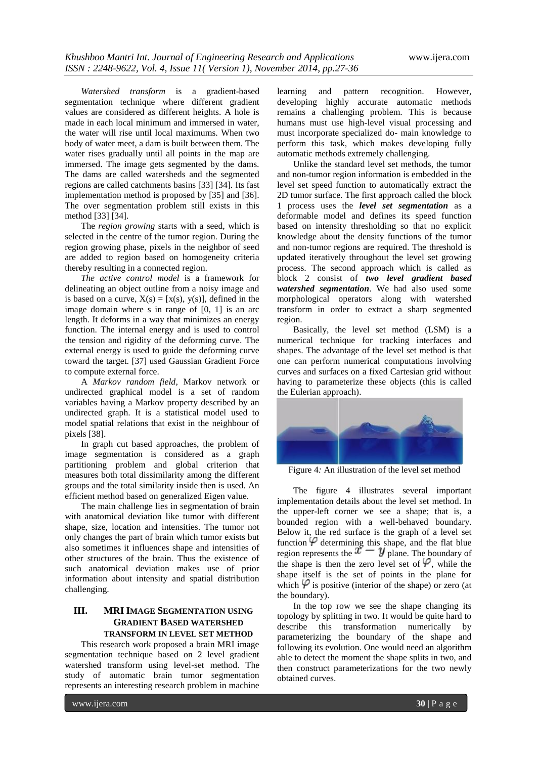*Watershed transform* is a gradient-based segmentation technique where different gradient values are considered as different heights. A hole is made in each local minimum and immersed in water, the water will rise until local maximums. When two body of water meet, a dam is built between them. The water rises gradually until all points in the map are immersed. The image gets segmented by the dams. The dams are called watersheds and the segmented regions are called catchments basins [33] [34]. Its fast implementation method is proposed by [35] and [36]. The over segmentation problem still exists in this method [33] [34].

The *region growing* starts with a seed, which is selected in the centre of the tumor region. During the region growing phase, pixels in the neighbor of seed are added to region based on homogeneity criteria thereby resulting in a connected region.

*The active control model* is a framework for delineating an object outline from a noisy image and is based on a curve, $X(s) = [x(s), y(s)]$, defined in the image domain where s in range of [0, 1] is an arc length. It deforms in a way that minimizes an energy function. The internal energy and is used to control the tension and rigidity of the deforming curve. The external energy is used to guide the deforming curve toward the target. [37] used Gaussian Gradient Force to compute external force.

A *Markov random field,* Markov network or undirected graphical model is a set of random variables having a Markov property described by an undirected graph. It is a statistical model used to model spatial relations that exist in the neighbour of pixels [38].

In graph cut based approaches, the problem of image segmentation is considered as a graph partitioning problem and global criterion that measures both total dissimilarity among the different groups and the total similarity inside then is used. An efficient method based on generalized Eigen value.

The main challenge lies in segmentation of brain with anatomical deviation like tumor with different shape, size, location and intensities. The tumor not only changes the part of brain which tumor exists but also sometimes it influences shape and intensities of other structures of the brain. Thus the existence of such anatomical deviation makes use of prior information about intensity and spatial distribution challenging.

## III. MRI IMAGE SEGMENTATION USING GRADIENT BASED WATERSHED TRANSFORM IN LEVEL SET METHOD

This research work proposed a brain MRI image segmentation technique based on 2 level gradient watershed transform using level-set method. The study of automatic brain tumor segmentation represents an interesting research problem in machine learning and pattern recognition. However, developing highly accurate automatic methods remains a challenging problem. This is because humans must use high-level visual processing and must incorporate specialized do- main knowledge to perform this task, which makes developing fully automatic methods extremely challenging.

Unlike the standard level set methods, the tumor and non-tumor region information is embedded in the level set speed function to automatically extract the 2D tumor surface. The first approach called the block 1 process uses the ***level set segmentation*** as a deformable model and defines its speed function based on intensity thresholding so that no explicit knowledge about the density functions of the tumor and non-tumor regions are required. The threshold is updated iteratively throughout the level set growing process. The second approach which is called as block 2 consist of ***two level gradient based watershed segmentation***. We had also used some morphological operators along with watershed transform in order to extract a sharp segmented region.

Basically, the level set method (LSM) is a numerical technique for tracking interfaces and shapes. The advantage of the level set method is that one can perform numerical computations involving curves and surfaces on a fixed Cartesian grid without having to parameterize these objects (this is called the Eulerian approach).

Figure 4*:* An illustration of the level set method

The figure 4 illustrates several important implementation details about the level set method. In the upper-left corner we see a shape; that is, a bounded region with a well-behaved boundary. Below it, the red surface is the graph of a level set function $\varphi$ determining this shape, and the flat blue region represents the $x - y$ plane. The boundary of the shape is then the zero level set of $\varphi$, while the shape itself is the set of points in the plane for which $\varphi$ is positive (interior of the shape) or zero (at the boundary).

In the top row we see the shape changing its topology by splitting in two. It would be quite hard to describe this transformation numerically by parameterizing the boundary of the shape and following its evolution. One would need an algorithm able to detect the moment the shape splits in two, and then construct parameterizations for the two newly obtained curves.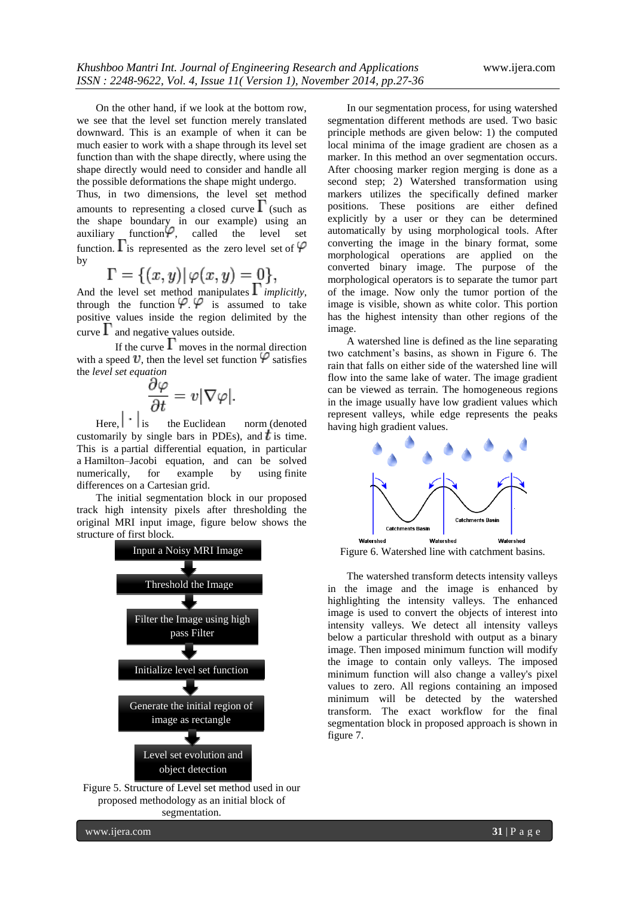On the other hand, if we look at the bottom row, we see that the level set function merely translated downward. This is an example of when it can be much easier to work with a shape through its level set function than with the shape directly, where using the shape directly would need to consider and handle all the possible deformations the shape might undergo.

Thus, in two dimensions, the level set method amounts to representing a closed curve $\Gamma$ (such as the shape boundary in our example) using an auxiliary function $\varphi$, called the level set function. $\Gamma$ is represented as the zero level set of $\varphi$ by

$$\Gamma = \{(x, y) | \varphi(x, y) = 0\},$$

And the level set method manipulates $\Gamma$ *implicitly*, through the function $\varphi$. $\varphi$ is assumed to take positive values inside the region delimited by the curve $\Gamma$ and negative values outside.

If the curve $\Gamma$ moves in the normal direction with a speed $v$, then the level set function $\varphi$ satisfies the *level set equation*

$$\frac{\partial \varphi}{\partial t} = v|\nabla \varphi|.$$

Here, $|\cdot|$ is the Euclidean norm (denoted customarily by single bars in PDEs), and $t$ is time. This is a partial differential equation, in particular a Hamilton–Jacobi equation, and can be solved numerically, for example by using finite differences on a Cartesian grid.

The initial segmentation block in our proposed track high intensity pixels after thresholding the original MRI input image, figure below shows the structure of first block.

Input a Noisy MRI Image → Threshold the Image → Filter the Image using high pass Filter → Initialize level set function → Generate the initial region of image as rectangle → Level set evolution and object detection

Figure 5. Structure of Level set method used in our proposed methodology as an initial block of segmentation.

In our segmentation process, for using watershed segmentation different methods are used. Two basic principle methods are given below: 1) the computed local minima of the image gradient are chosen as a marker. In this method an over segmentation occurs. After choosing marker region merging is done as a second step; 2) Watershed transformation using markers utilizes the specifically defined marker positions. These positions are either defined explicitly by a user or they can be determined automatically by using morphological tools. After converting the image in the binary format, some morphological operations are applied on the converted binary image. The purpose of the morphological operators is to separate the tumor part of the image. Now only the tumor portion of the image is visible, shown as white color. This portion has the highest intensity than other regions of the image.

A watershed line is defined as the line separating two catchment's basins, as shown in Figure 6. The rain that falls on either side of the watershed line will flow into the same lake of water. The image gradient can be viewed as terrain. The homogeneous regions in the image usually have low gradient values which represent valleys, while edge represents the peaks having high gradient values.

Watershed | Catchments Basin | Watershed | Catchments Basin | Watershed

Figure 6. Watershed line with catchment basins.

The watershed transform detects intensity valleys in the image and the image is enhanced by highlighting the intensity valleys. The enhanced image is used to convert the objects of interest into intensity valleys. We detect all intensity valleys below a particular threshold with output as a binary image. Then imposed minimum function will modify the image to contain only valleys. The imposed minimum function will also change a valley's pixel values to zero. All regions containing an imposed minimum will be detected by the watershed transform. The exact workflow for the final segmentation block in proposed approach is shown in figure 7.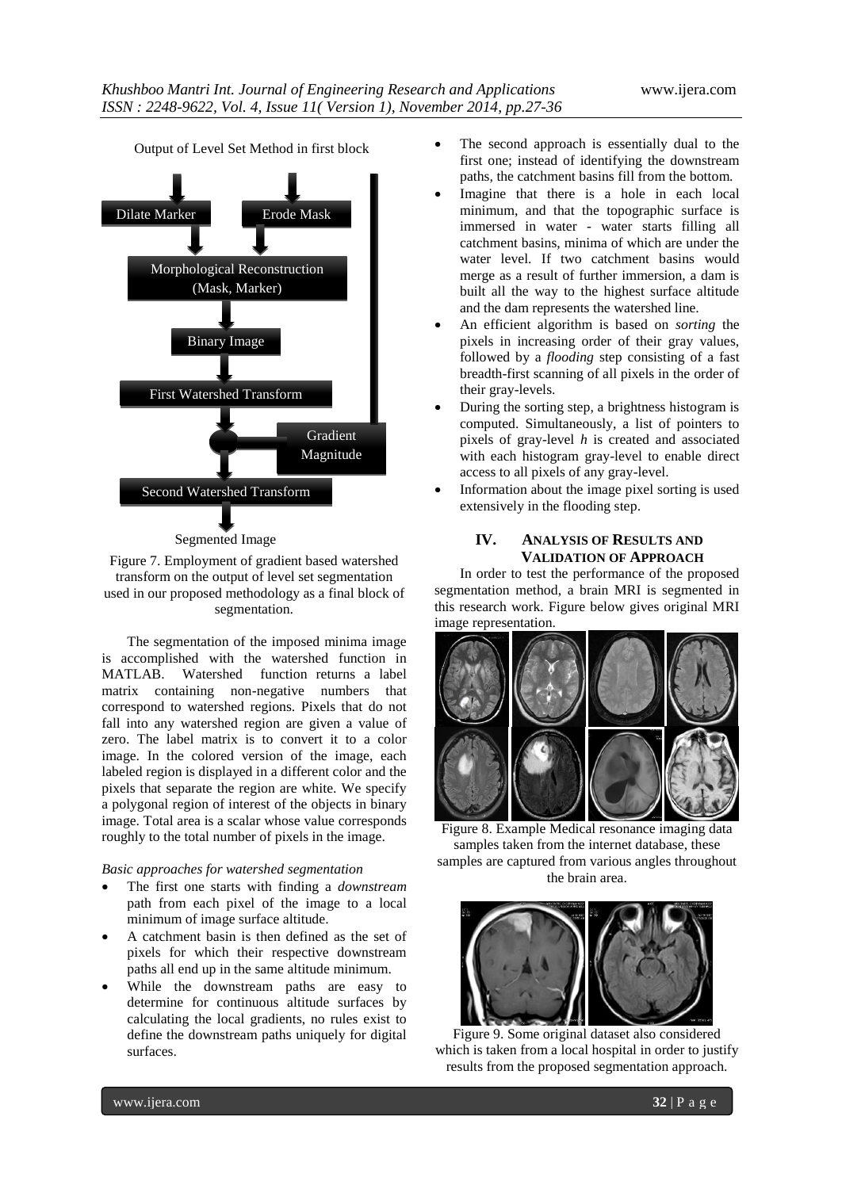Output of Level Set Method in first block

Dilate Marker | Erode Mask

Morphological Reconstruction (Mask, Marker)

Binary Image

First Watershed Transform

Gradient Magnitude

Second Watershed Transform

Segmented Image

Figure 7. Employment of gradient based watershed transform on the output of level set segmentation used in our proposed methodology as a final block of segmentation.

The segmentation of the imposed minima image is accomplished with the watershed function in MATLAB. Watershed function returns a label matrix containing non-negative numbers that correspond to watershed regions. Pixels that do not fall into any watershed region are given a value of zero. The label matrix is to convert it to a color image. In the colored version of the image, each labeled region is displayed in a different color and the pixels that separate the region are white. We specify a polygonal region of interest of the objects in binary image. Total area is a scalar whose value corresponds roughly to the total number of pixels in the image.

*Basic approaches for watershed segmentation*

- The first one starts with finding a *downstream* path from each pixel of the image to a local minimum of image surface altitude.
- A catchment basin is then defined as the set of pixels for which their respective downstream paths all end up in the same altitude minimum.
- While the downstream paths are easy to determine for continuous altitude surfaces by calculating the local gradients, no rules exist to define the downstream paths uniquely for digital surfaces.
- The second approach is essentially dual to the first one; instead of identifying the downstream paths, the catchment basins fill from the bottom.
- Imagine that there is a hole in each local minimum, and that the topographic surface is immersed in water - water starts filling all catchment basins, minima of which are under the water level. If two catchment basins would merge as a result of further immersion, a dam is built all the way to the highest surface altitude and the dam represents the watershed line.
- An efficient algorithm is based on *sorting* the pixels in increasing order of their gray values, followed by a *flooding* step consisting of a fast breadth-first scanning of all pixels in the order of their gray-levels.
- During the sorting step, a brightness histogram is computed. Simultaneously, a list of pointers to pixels of gray-level *h* is created and associated with each histogram gray-level to enable direct access to all pixels of any gray-level.
- Information about the image pixel sorting is used extensively in the flooding step.

## IV. Analysis of Results and Validation of Approach

In order to test the performance of the proposed segmentation method, a brain MRI is segmented in this research work. Figure below gives original MRI image representation.

Figure 8. Example Medical resonance imaging data samples taken from the internet database, these samples are captured from various angles throughout the brain area.

Figure 9. Some original dataset also considered which is taken from a local hospital in order to justify results from the proposed segmentation approach.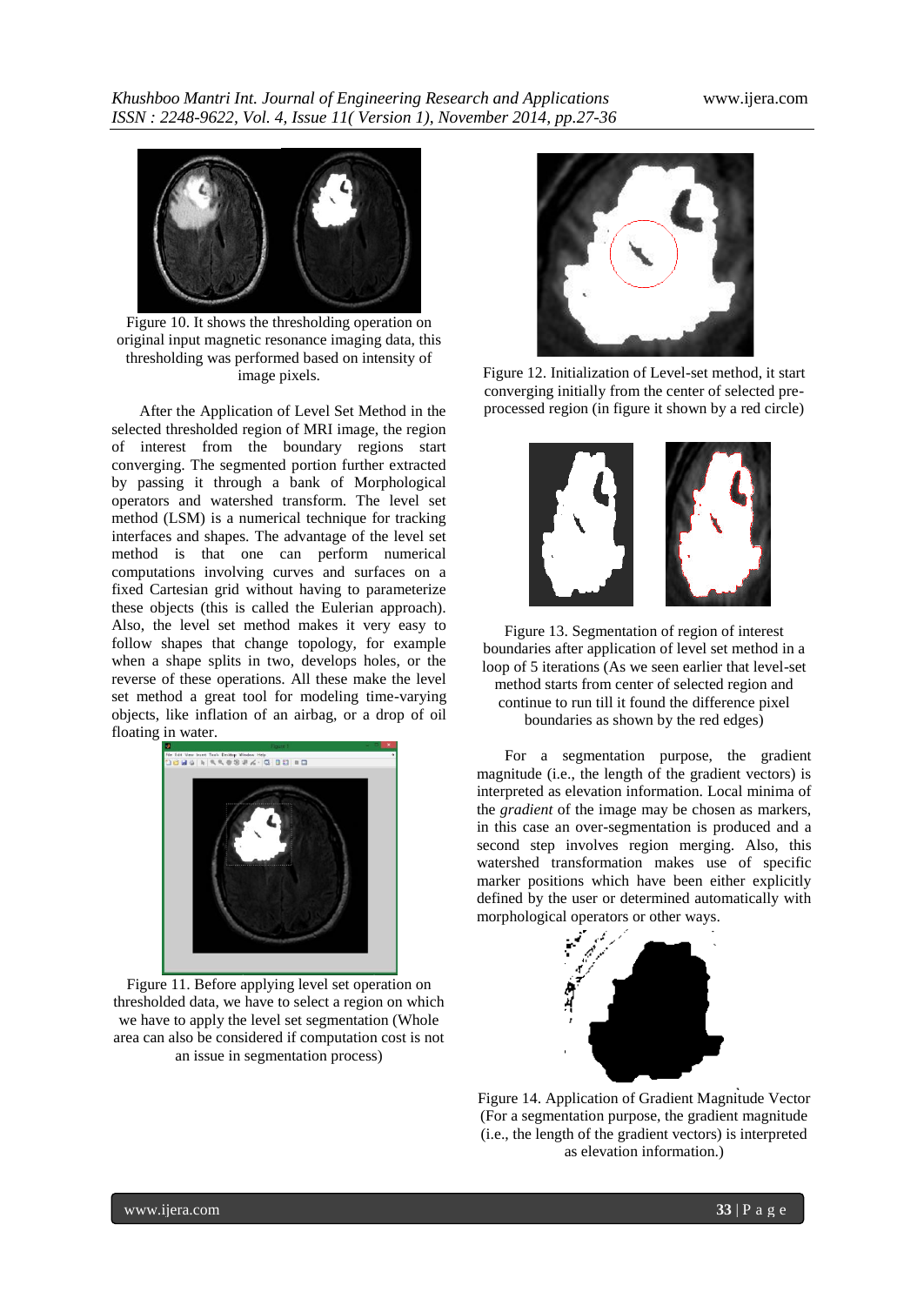Figure 10. It shows the thresholding operation on original input magnetic resonance imaging data, this thresholding was performed based on intensity of image pixels.

After the Application of Level Set Method in the selected thresholded region of MRI image, the region of interest from the boundary regions start converging. The segmented portion further extracted by passing it through a bank of Morphological operators and watershed transform. The level set method (LSM) is a numerical technique for tracking interfaces and shapes. The advantage of the level set method is that one can perform numerical computations involving curves and surfaces on a fixed Cartesian grid without having to parameterize these objects (this is called the Eulerian approach). Also, the level set method makes it very easy to follow shapes that change topology, for example when a shape splits in two, develops holes, or the reverse of these operations. All these make the level set method a great tool for modeling time-varying objects, like inflation of an airbag, or a drop of oil floating in water.

Figure 11. Before applying level set operation on thresholded data, we have to select a region on which we have to apply the level set segmentation (Whole area can also be considered if computation cost is not an issue in segmentation process)

Figure 12. Initialization of Level-set method, it start converging initially from the center of selected pre-processed region (in figure it shown by a red circle)

Figure 13. Segmentation of region of interest boundaries after application of level set method in a loop of 5 iterations (As we seen earlier that level-set method starts from center of selected region and continue to run till it found the difference pixel boundaries as shown by the red edges)

For a segmentation purpose, the gradient magnitude (i.e., the length of the gradient vectors) is interpreted as elevation information. Local minima of the *gradient* of the image may be chosen as markers, in this case an over-segmentation is produced and a second step involves region merging. Also, this watershed transformation makes use of specific marker positions which have been either explicitly defined by the user or determined automatically with morphological operators or other ways.

Figure 14. Application of Gradient Magnitude Vector (For a segmentation purpose, the gradient magnitude (i.e., the length of the gradient vectors) is interpreted as elevation information.)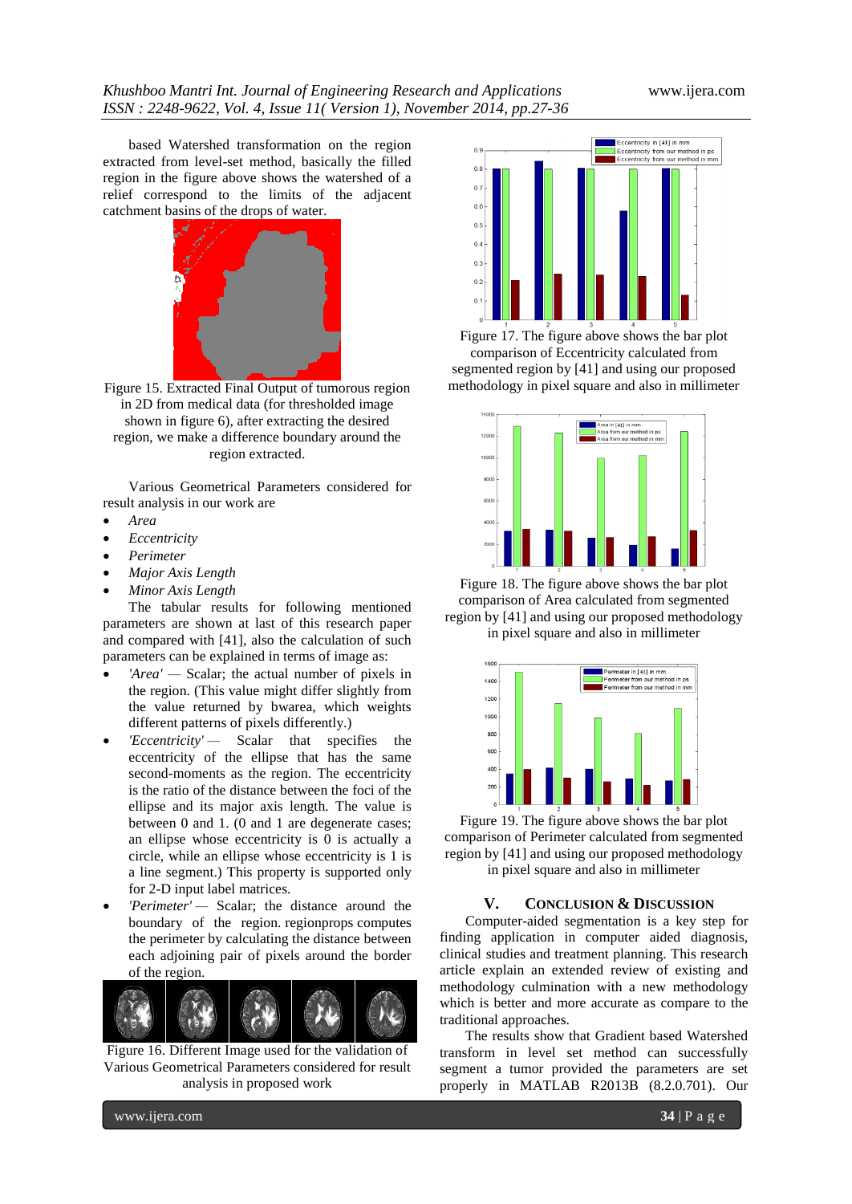based Watershed transformation on the region extracted from level-set method, basically the filled region in the figure above shows the watershed of a relief correspond to the limits of the adjacent catchment basins of the drops of water.

Figure 15. Extracted Final Output of tumorous region in 2D from medical data (for thresholded image shown in figure 6), after extracting the desired region, we make a difference boundary around the region extracted.

Various Geometrical Parameters considered for result analysis in our work are

- *Area*
- *Eccentricity*
- *Perimeter*
- *Major Axis Length*
- *Minor Axis Length*

The tabular results for following mentioned parameters are shown at last of this research paper and compared with [41], also the calculation of such parameters can be explained in terms of image as:

- *'Area'* — Scalar; the actual number of pixels in the region. (This value might differ slightly from the value returned by bwarea, which weights different patterns of pixels differently.)
- *'Eccentricity'* — Scalar that specifies the eccentricity of the ellipse that has the same second-moments as the region. The eccentricity is the ratio of the distance between the foci of the ellipse and its major axis length. The value is between 0 and 1. (0 and 1 are degenerate cases; an ellipse whose eccentricity is 0 is actually a circle, while an ellipse whose eccentricity is 1 is a line segment.) This property is supported only for 2-D input label matrices.
- *'Perimeter'* — Scalar; the distance around the boundary of the region. regionprops computes the perimeter by calculating the distance between each adjoining pair of pixels around the border of the region.

Figure 16. Different Image used for the validation of Various Geometrical Parameters considered for result analysis in proposed work

Figure 17. The figure above shows the bar plot comparison of Eccentricity calculated from segmented region by [41] and using our proposed methodology in pixel square and also in millimeter

Figure 18. The figure above shows the bar plot comparison of Area calculated from segmented region by [41] and using our proposed methodology in pixel square and also in millimeter

Figure 19. The figure above shows the bar plot comparison of Perimeter calculated from segmented region by [41] and using our proposed methodology in pixel square and also in millimeter

## V. Conclusion & Discussion

Computer-aided segmentation is a key step for finding application in computer aided diagnosis, clinical studies and treatment planning. This research article explain an extended review of existing and methodology culmination with a new methodology which is better and more accurate as compare to the traditional approaches.

The results show that Gradient based Watershed transform in level set method can successfully segment a tumor provided the parameters are set properly in MATLAB R2013B (8.2.0.701). Our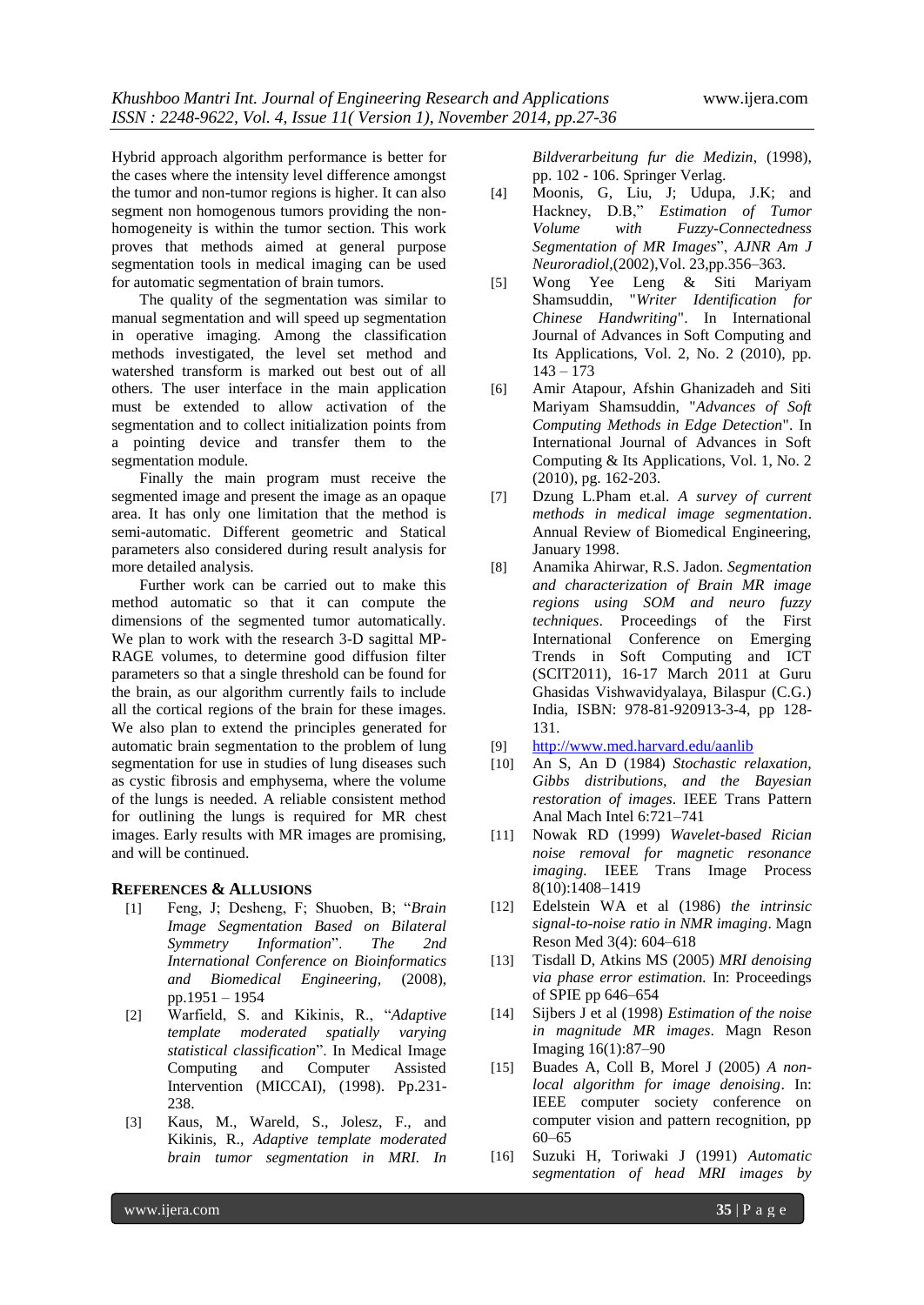Hybrid approach algorithm performance is better for the cases where the intensity level difference amongst the tumor and non-tumor regions is higher. It can also segment non homogenous tumors providing the non-homogeneity is within the tumor section. This work proves that methods aimed at general purpose segmentation tools in medical imaging can be used for automatic segmentation of brain tumors.

The quality of the segmentation was similar to manual segmentation and will speed up segmentation in operative imaging. Among the classification methods investigated, the level set method and watershed transform is marked out best out of all others. The user interface in the main application must be extended to allow activation of the segmentation and to collect initialization points from a pointing device and transfer them to the segmentation module.

Finally the main program must receive the segmented image and present the image as an opaque area. It has only one limitation that the method is semi-automatic. Different geometric and Statical parameters also considered during result analysis for more detailed analysis.

Further work can be carried out to make this method automatic so that it can compute the dimensions of the segmented tumor automatically. We plan to work with the research 3-D sagittal MP-RAGE volumes, to determine good diffusion filter parameters so that a single threshold can be found for the brain, as our algorithm currently fails to include all the cortical regions of the brain for these images. We also plan to extend the principles generated for automatic brain segmentation to the problem of lung segmentation for use in studies of lung diseases such as cystic fibrosis and emphysema, where the volume of the lungs is needed. A reliable consistent method for outlining the lungs is required for MR chest images. Early results with MR images are promising, and will be continued.

## REFERENCES & ALLUSIONS

[1] Feng, J; Desheng, F; Shuoben, B; "*Brain Image Segmentation Based on Bilateral Symmetry Information*". *The 2nd International Conference on Bioinformatics and Biomedical Engineering*, (2008), pp.1951 – 1954

[2] Warfield, S. and Kikinis, R., "*Adaptive template moderated spatially varying statistical classification*". In Medical Image Computing and Computer Assisted Intervention (MICCAI), (1998). Pp.231-238.

[3] Kaus, M., Wareld, S., Jolesz, F., and Kikinis, R., *Adaptive template moderated brain tumor segmentation in MRI. In Bildverarbeitung fur die Medizin*, (1998), pp. 102 - 106. Springer Verlag.

[4] Moonis, G, Liu, J; Udupa, J.K; and Hackney, D.B," *Estimation of Tumor Volume with Fuzzy-Connectedness Segmentation of MR Images*", *AJNR Am J Neuroradiol*,(2002),Vol. 23,pp.356–363.

[5] Wong Yee Leng & Siti Mariyam Shamsuddin, "*Writer Identification for Chinese Handwriting*". In International Journal of Advances in Soft Computing and Its Applications, Vol. 2, No. 2 (2010), pp. 143 – 173

[6] Amir Atapour, Afshin Ghanizadeh and Siti Mariyam Shamsuddin, "*Advances of Soft Computing Methods in Edge Detection*". In International Journal of Advances in Soft Computing & Its Applications, Vol. 1, No. 2 (2010), pg. 162-203.

[7] Dzung L.Pham et.al. *A survey of current methods in medical image segmentation*. Annual Review of Biomedical Engineering, January 1998.

[8] Anamika Ahirwar, R.S. Jadon. *Segmentation and characterization of Brain MR image regions using SOM and neuro fuzzy techniques*. Proceedings of the First International Conference on Emerging Trends in Soft Computing and ICT (SCIT2011), 16-17 March 2011 at Guru Ghasidas Vishwavidyalaya, Bilaspur (C.G.) India, ISBN: 978-81-920913-3-4, pp 128-131.

[9] http://www.med.harvard.edu/aanlib

[10] An S, An D (1984) *Stochastic relaxation, Gibbs distributions, and the Bayesian restoration of images*. IEEE Trans Pattern Anal Mach Intel 6:721–741

[11] Nowak RD (1999) *Wavelet-based Rician noise removal for magnetic resonance imaging.* IEEE Trans Image Process 8(10):1408–1419

[12] Edelstein WA et al (1986) *the intrinsic signal-to-noise ratio in NMR imaging*. Magn Reson Med 3(4): 604–618

[13] Tisdall D, Atkins MS (2005) *MRI denoising via phase error estimation.* In: Proceedings of SPIE pp 646–654

[14] Sijbers J et al (1998) *Estimation of the noise in magnitude MR images*. Magn Reson Imaging 16(1):87–90

[15] Buades A, Coll B, Morel J (2005) *A non-local algorithm for image denoising*. In: IEEE computer society conference on computer vision and pattern recognition, pp 60–65

[16] Suzuki H, Toriwaki J (1991) *Automatic segmentation of head MRI images by*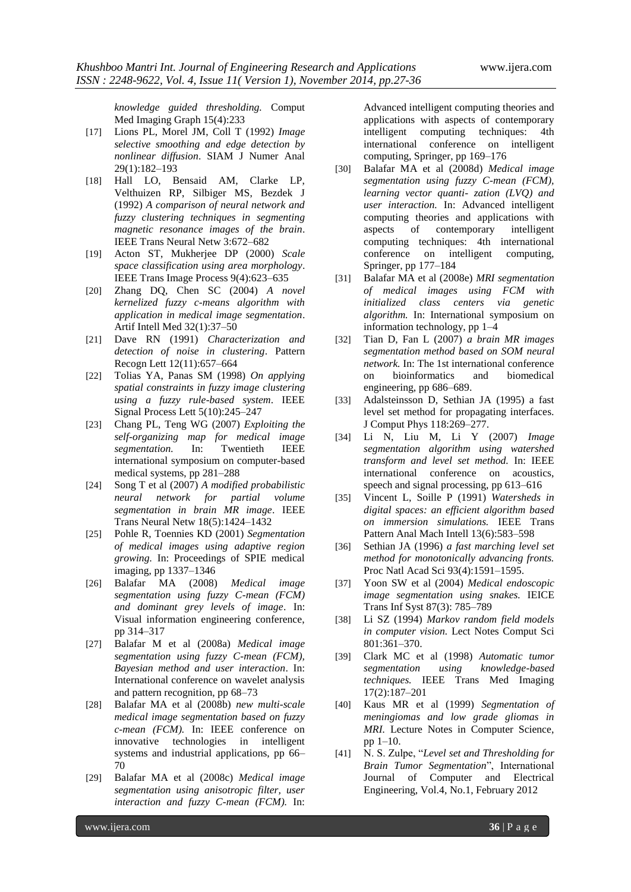*knowledge guided thresholding.* Comput Med Imaging Graph 15(4):233

[17] Lions PL, Morel JM, Coll T (1992) *Image selective smoothing and edge detection by nonlinear diffusion*. SIAM J Numer Anal 29(1):182–193

[18] Hall LO, Bensaid AM, Clarke LP, Velthuizen RP, Silbiger MS, Bezdek J (1992) *A comparison of neural network and fuzzy clustering techniques in segmenting magnetic resonance images of the brain*. IEEE Trans Neural Netw 3:672–682

[19] Acton ST, Mukherjee DP (2000) *Scale space classification using area morphology*. IEEE Trans Image Process 9(4):623–635

[20] Zhang DQ, Chen SC (2004) *A novel kernelized fuzzy c-means algorithm with application in medical image segmentation*. Artif Intell Med 32(1):37–50

[21] Dave RN (1991) *Characterization and detection of noise in clustering*. Pattern Recogn Lett 12(11):657–664

[22] Tolias YA, Panas SM (1998) *On applying spatial constraints in fuzzy image clustering using a fuzzy rule-based system*. IEEE Signal Process Lett 5(10):245–247

[23] Chang PL, Teng WG (2007) *Exploiting the self-organizing map for medical image segmentation.* In: Twentieth IEEE international symposium on computer-based medical systems, pp 281–288

[24] Song T et al (2007) *A modified probabilistic neural network for partial volume segmentation in brain MR image*. IEEE Trans Neural Netw 18(5):1424–1432

[25] Pohle R, Toennies KD (2001) *Segmentation of medical images using adaptive region growing.* In: Proceedings of SPIE medical imaging, pp 1337–1346

[26] Balafar MA (2008) *Medical image segmentation using fuzzy C-mean (FCM) and dominant grey levels of image*. In: Visual information engineering conference, pp 314–317

[27] Balafar M et al (2008a) *Medical image segmentation using fuzzy C-mean (FCM), Bayesian method and user interaction*. In: International conference on wavelet analysis and pattern recognition, pp 68–73

[28] Balafar MA et al (2008b) *new multi-scale medical image segmentation based on fuzzy c-mean (FCM).* In: IEEE conference on innovative technologies in intelligent systems and industrial applications, pp 66–70

[29] Balafar MA et al (2008c) *Medical image segmentation using anisotropic filter, user interaction and fuzzy C-mean (FCM).* In: Advanced intelligent computing theories and applications with aspects of contemporary intelligent computing techniques: 4th international conference on intelligent computing, Springer, pp 169–176

[30] Balafar MA et al (2008d) *Medical image segmentation using fuzzy C-mean (FCM), learning vector quanti- zation (LVQ) and user interaction.* In: Advanced intelligent computing theories and applications with aspects of contemporary intelligent computing techniques: 4th international conference on intelligent computing, Springer, pp 177–184

[31] Balafar MA et al (2008e) *MRI segmentation of medical images using FCM with initialized class centers via genetic algorithm.* In: International symposium on information technology, pp 1–4

[32] Tian D, Fan L (2007) *a brain MR images segmentation method based on SOM neural network.* In: The 1st international conference on bioinformatics and biomedical engineering, pp 686–689.

[33] Adalsteinsson D, Sethian JA (1995) a fast level set method for propagating interfaces. J Comput Phys 118:269–277.

[34] Li N, Liu M, Li Y (2007) *Image segmentation algorithm using watershed transform and level set method.* In: IEEE international conference on acoustics, speech and signal processing, pp 613–616

[35] Vincent L, Soille P (1991) *Watersheds in digital spaces: an efficient algorithm based on immersion simulations.* IEEE Trans Pattern Anal Mach Intell 13(6):583–598

[36] Sethian JA (1996) *a fast marching level set method for monotonically advancing fronts.* Proc Natl Acad Sci 93(4):1591–1595.

[37] Yoon SW et al (2004) *Medical endoscopic image segmentation using snakes.* IEICE Trans Inf Syst 87(3): 785–789

[38] Li SZ (1994) *Markov random field models in computer vision.* Lect Notes Comput Sci 801:361–370.

[39] Clark MC et al (1998) *Automatic tumor segmentation using knowledge-based techniques.* IEEE Trans Med Imaging 17(2):187–201

[40] Kaus MR et al (1999) *Segmentation of meningiomas and low grade gliomas in MRI.* Lecture Notes in Computer Science, pp 1–10.

[41] N. S. Zulpe, "*Level set and Thresholding for Brain Tumor Segmentation*", International Journal of Computer and Electrical Engineering, Vol.4, No.1, February 2012